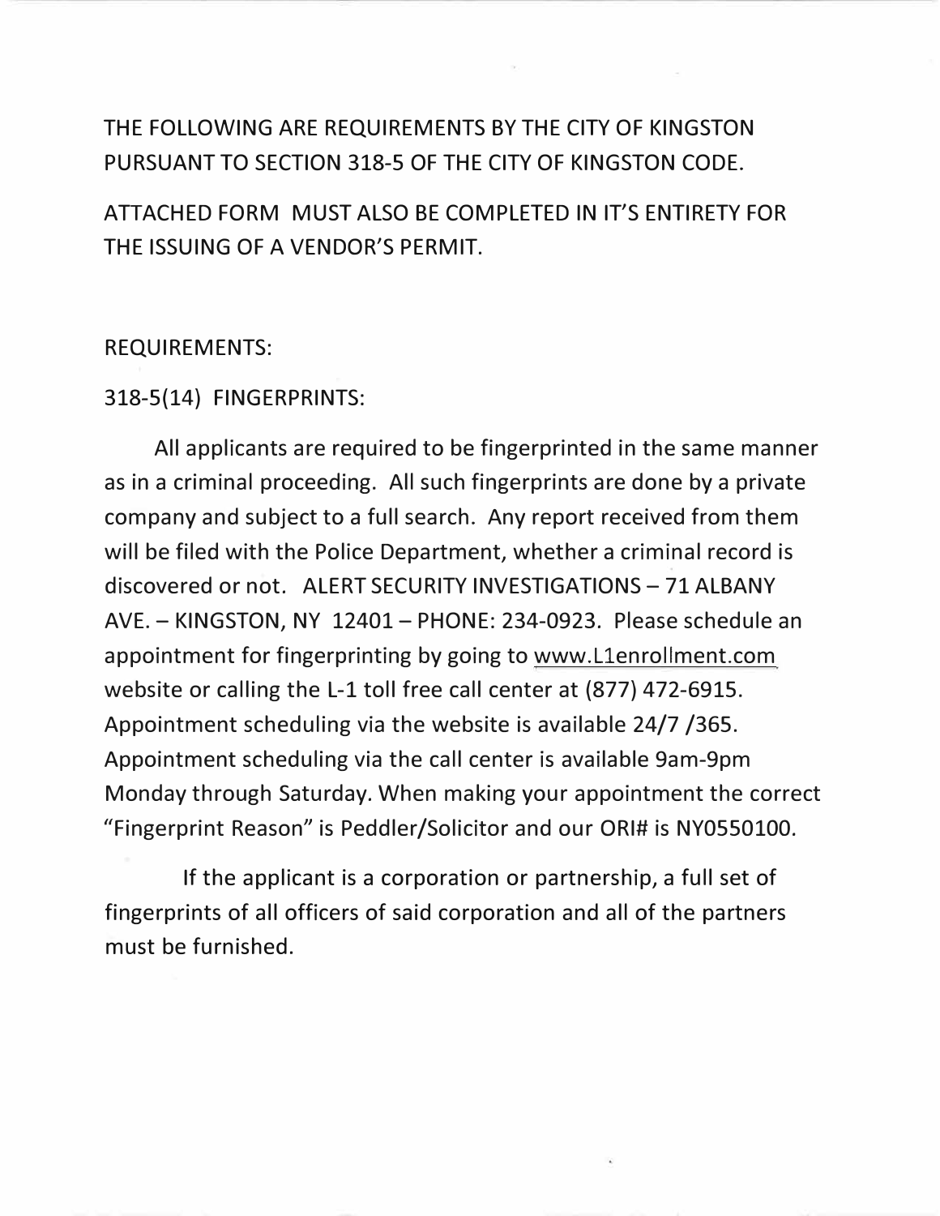THE FOLLOWING ARE REQUIREMENTS BY THE CITY OF KINGSTON PURSUANT TO SECTION 318-5 OF THE CITY OF KINGSTON CODE.

ATTACHED FORM MUST ALSO BE COMPLETED IN IT'S ENTIRETY FOR THE ISSUING OF A VENDOR'S PERMIT.

REQUIREMENTS:

318-5(14) FINGERPRINTS:

All applicants are required to be fingerprinted in the same manner as in a criminal proceeding. All such fingerprints are done by a private company and subject to a full search. Any report received from them will be filed with the Police Department, whether a criminal record is discovered or not. ALERT SECURITY INVESTIGATIONS – 71 ALBANY AVE. – KINGSTON, NY 12401 – PHONE: 234-0923. Please schedule an appointment for fingerprinting by going to www.L1enrollment.com website or calling the L-1 toll free call center at (877) 472-6915. Appointment scheduling via the website is available 24/7 /365. Appointment scheduling via the call center is available 9am-9pm Monday through Saturday. When making your appointment the correct "Fingerprint Reason" is Peddler/Solicitor and our ORI# is NY0550100.

If the applicant is a corporation or partnership, a full set of fingerprints of all officers of said corporation and all of the partners must be furnished.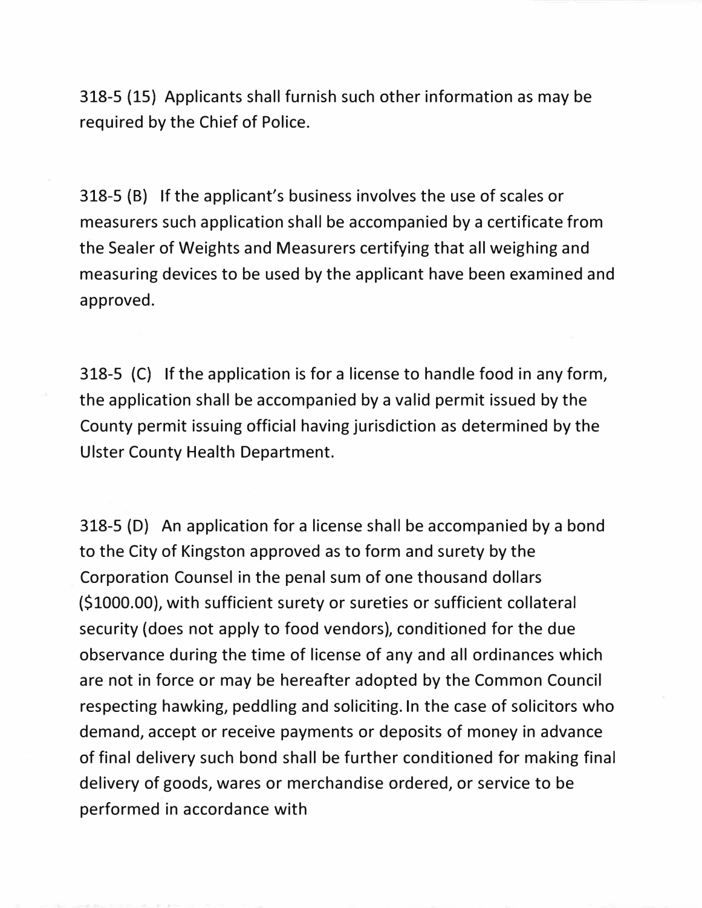318-5 (15) Applicants shall furnish such other information as may be required by the Chief of Police.

318-5 (B) If the applicant's business involves the use of scales or measurers such application shall be accompanied by a certificate from the Sealer of Weights and Measurers certifying that all weighing and measuring devices to be used by the applicant have been examined and approved.

318-5 (C) If the application is for a license to handle food in any form, the application shall be accompanied by a valid permit issued by the County permit issuing official having jurisdiction as determined by the Ulster County Health Department.

318-5 (D) An application for a license shall be accompanied by a bond to the City of Kingston approved as to form and surety by the Corporation Counsel in the penal sum of one thousand dollars ($1000.00), with sufficient surety or sureties or sufficient collateral security (does not apply to food vendors), conditioned for the due observance during the time of license of any and all ordinances which are not in force or may be hereafter adopted by the Common Council respecting hawking, peddling and soliciting. In the case of solicitors who demand, accept or receive payments or deposits of money in advance of final delivery such bond shall be further conditioned for making final delivery of goods, wares or merchandise ordered, or service to be performed in accordance with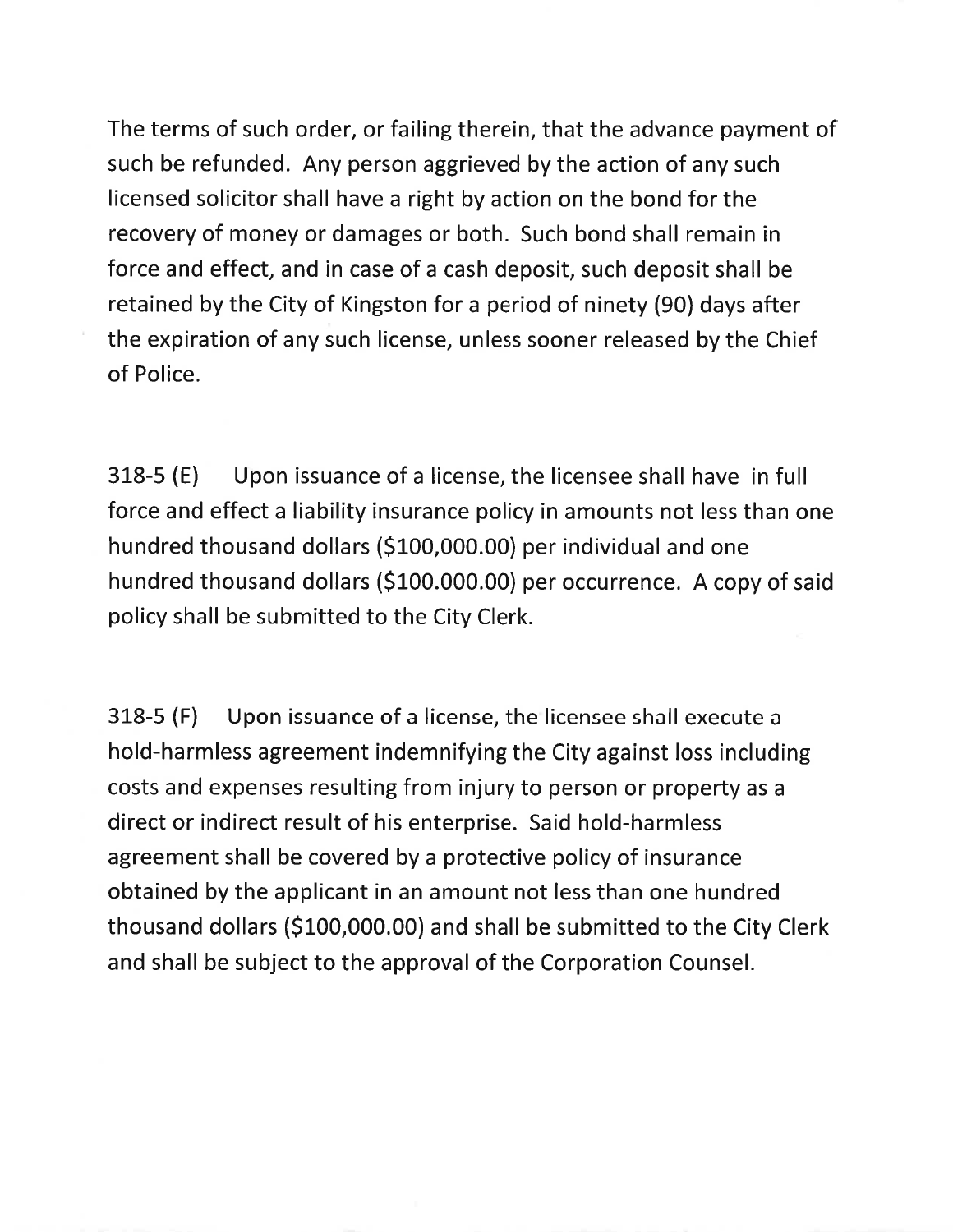The terms of such order, or failing therein, that the advance payment of such be refunded. Any person aggrieved by the action of any such licensed solicitor shall have a right by action on the bond for the recovery of money or damages or both. Such bond shall remain in force and effect, and in case of a cash deposit, such deposit shall be retained by the City of Kingston for a period of ninety (90) days after the expiration of any such license, unless sooner released by the Chief of Police.

318-5 (E) Upon issuance of a license, the licensee shall have in full force and effect a liability insurance policy in amounts not less than one hundred thousand dollars ($100,000.00) per individual and one hundred thousand dollars ($100.000.00) per occurrence. A copy of said policy shall be submitted to the City Clerk.

318-5 (F) Upon issuance of a license, the licensee shall execute a hold-harmless agreement indemnifying the City against loss including costs and expenses resulting from injury to person or property as a direct or indirect result of his enterprise. Said hold-harmless agreement shall be covered by a protective policy of insurance obtained by the applicant in an amount not less than one hundred thousand dollars ($100,000.00) and shall be submitted to the City Clerk and shall be subject to the approval of the Corporation Counsel.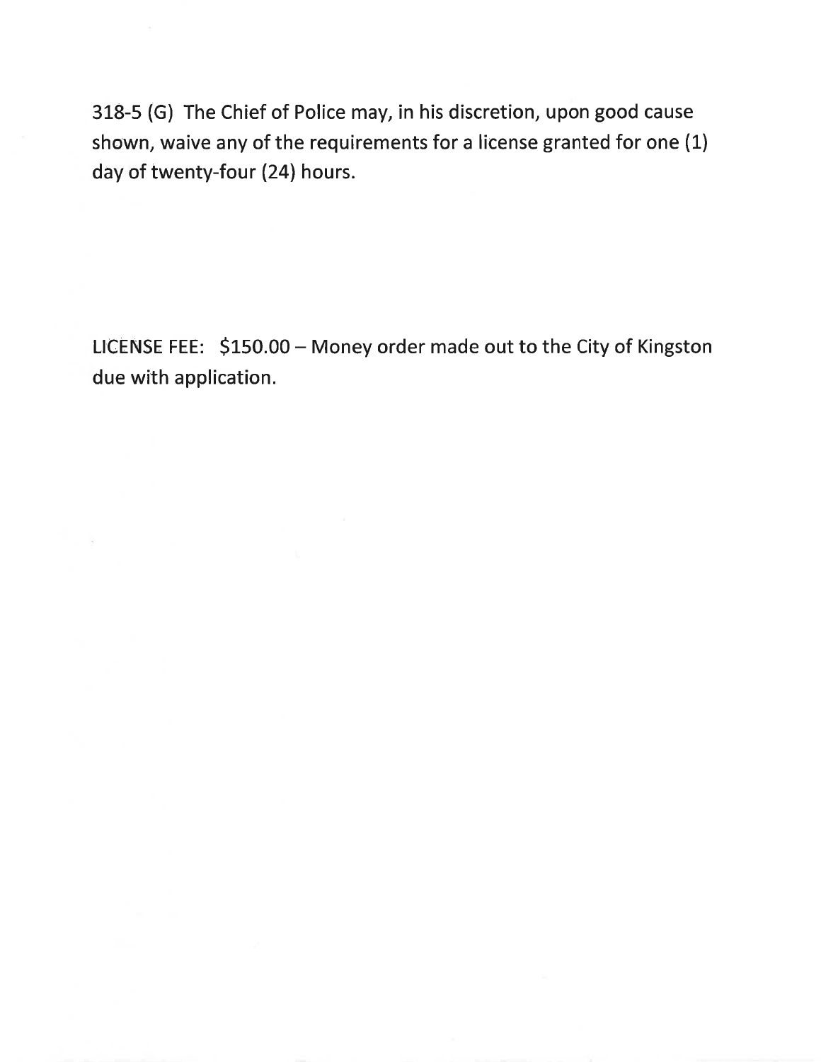318-5 (G) The Chief of Police may, in his discretion, upon good cause shown, waive any of the requirements for a license granted for one (1) day of twenty-four (24) hours.

LICENSE FEE: $150.00 – Money order made out to the City of Kingston due with application.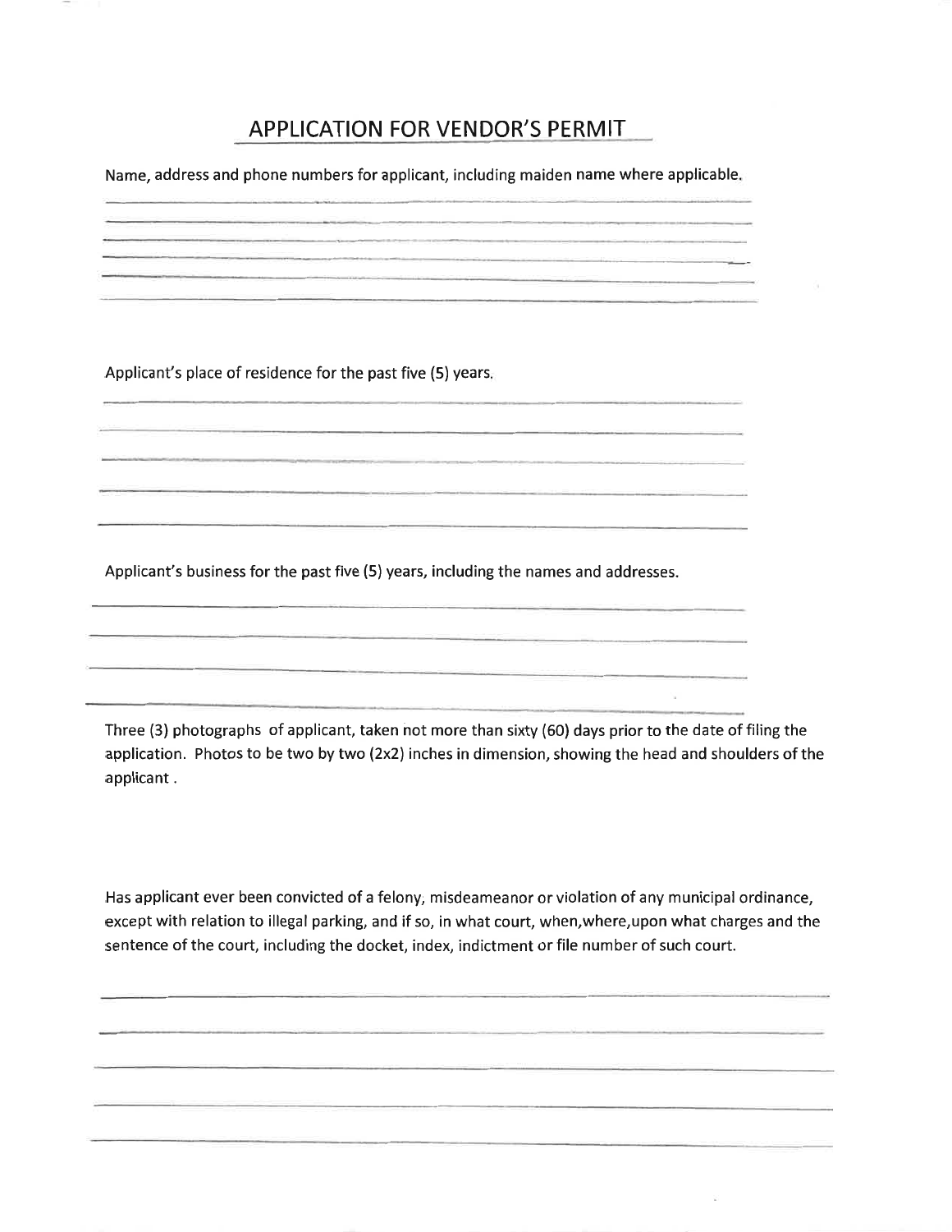# APPLICATION FOR VENDOR'S PERMIT

Name, address and phone numbers for applicant, including maiden name where applicable.

______________________________________________________________________

______________________________________________________________________

______________________________________________________________________

______________________________________________________________________

______________________________________________________________________

______________________________________________________________________

Applicant's place of residence for the past five (5) years.

______________________________________________________________________

______________________________________________________________________

______________________________________________________________________

______________________________________________________________________

______________________________________________________________________

Applicant's business for the past five (5) years, including the names and addresses.

______________________________________________________________________

______________________________________________________________________

______________________________________________________________________

______________________________________________________________________

Three (3) photographs of applicant, taken not more than sixty (60) days prior to the date of filing the application. Photos to be two by two (2x2) inches in dimension, showing the head and shoulders of the applicant .

Has applicant ever been convicted of a felony, misdeameanor or violation of any municipal ordinance, except with relation to illegal parking, and if so, in what court, when,where,upon what charges and the sentence of the court, including the docket, index, indictment or file number of such court.

______________________________________________________________________

______________________________________________________________________

______________________________________________________________________

______________________________________________________________________

______________________________________________________________________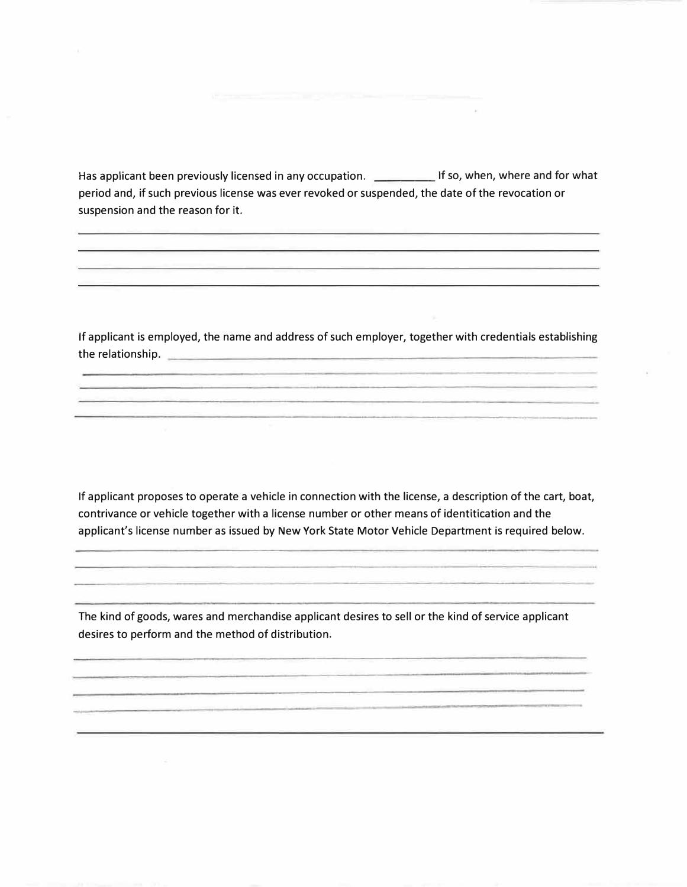Has applicant been previously licensed in any occupation. __________ If so, when, where and for what period and, if such previous license was ever revoked or suspended, the date of the revocation or suspension and the reason for it.

_______________________________________________________________________________

_______________________________________________________________________________

_______________________________________________________________________________

_______________________________________________________________________________

If applicant is employed, the name and address of such employer, together with credentials establishing the relationship. ______________________________________________________________

_______________________________________________________________________________

_______________________________________________________________________________

_______________________________________________________________________________

_______________________________________________________________________________

If applicant proposes to operate a vehicle in connection with the license, a description of the cart, boat, contrivance or vehicle together with a license number or other means of identitication and the applicant's license number as issued by New York State Motor Vehicle Department is required below.

_______________________________________________________________________________

_______________________________________________________________________________

_______________________________________________________________________________

_______________________________________________________________________________

The kind of goods, wares and merchandise applicant desires to sell or the kind of service applicant desires to perform and the method of distribution.

_______________________________________________________________________________

_______________________________________________________________________________

_______________________________________________________________________________

_______________________________________________________________________________

_______________________________________________________________________________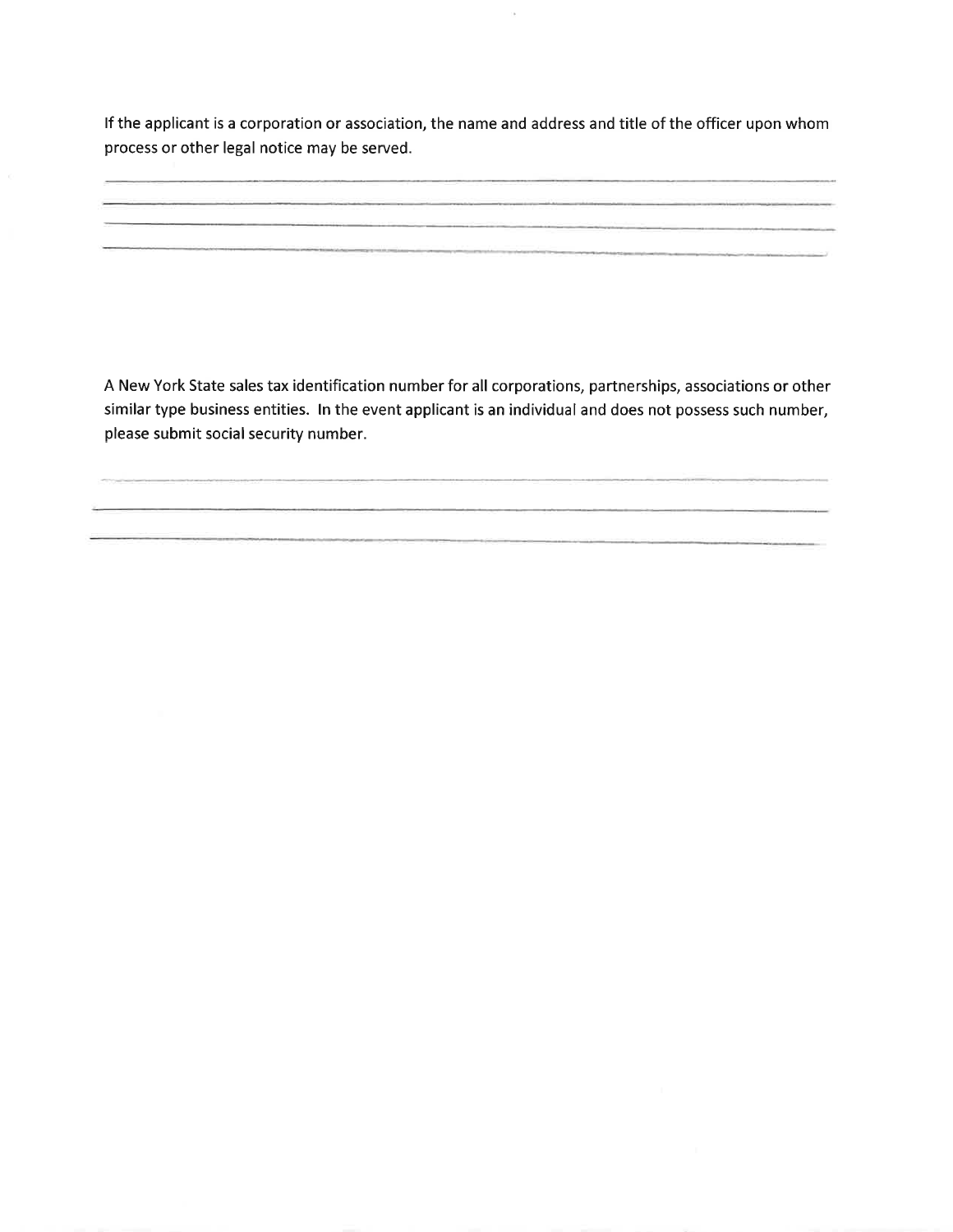If the applicant is a corporation or association, the name and address and title of the officer upon whom process or other legal notice may be served.

\_\_\_\_\_\_\_\_\_\_\_\_\_\_\_\_\_\_\_\_\_\_\_\_\_\_\_\_\_\_\_\_\_\_\_\_\_\_\_\_\_\_\_\_\_\_\_\_\_\_\_\_\_\_\_\_\_\_\_\_\_\_\_\_\_\_\_\_\_\_\_\_\_\_\_\_

\_\_\_\_\_\_\_\_\_\_\_\_\_\_\_\_\_\_\_\_\_\_\_\_\_\_\_\_\_\_\_\_\_\_\_\_\_\_\_\_\_\_\_\_\_\_\_\_\_\_\_\_\_\_\_\_\_\_\_\_\_\_\_\_\_\_\_\_\_\_\_\_\_\_\_\_

\_\_\_\_\_\_\_\_\_\_\_\_\_\_\_\_\_\_\_\_\_\_\_\_\_\_\_\_\_\_\_\_\_\_\_\_\_\_\_\_\_\_\_\_\_\_\_\_\_\_\_\_\_\_\_\_\_\_\_\_\_\_\_\_\_\_\_\_\_\_\_\_\_\_\_\_

\_\_\_\_\_\_\_\_\_\_\_\_\_\_\_\_\_\_\_\_\_\_\_\_\_\_\_\_\_\_\_\_\_\_\_\_\_\_\_\_\_\_\_\_\_\_\_\_\_\_\_\_\_\_\_\_\_\_\_\_\_\_\_\_\_\_\_\_\_\_\_\_\_\_\_\_

A New York State sales tax identification number for all corporations, partnerships, associations or other similar type business entities. In the event applicant is an individual and does not possess such number, please submit social security number.

\_\_\_\_\_\_\_\_\_\_\_\_\_\_\_\_\_\_\_\_\_\_\_\_\_\_\_\_\_\_\_\_\_\_\_\_\_\_\_\_\_\_\_\_\_\_\_\_\_\_\_\_\_\_\_\_\_\_\_\_\_\_\_\_\_\_\_\_\_\_\_\_\_\_\_\_

\_\_\_\_\_\_\_\_\_\_\_\_\_\_\_\_\_\_\_\_\_\_\_\_\_\_\_\_\_\_\_\_\_\_\_\_\_\_\_\_\_\_\_\_\_\_\_\_\_\_\_\_\_\_\_\_\_\_\_\_\_\_\_\_\_\_\_\_\_\_\_\_\_\_\_\_

\_\_\_\_\_\_\_\_\_\_\_\_\_\_\_\_\_\_\_\_\_\_\_\_\_\_\_\_\_\_\_\_\_\_\_\_\_\_\_\_\_\_\_\_\_\_\_\_\_\_\_\_\_\_\_\_\_\_\_\_\_\_\_\_\_\_\_\_\_\_\_\_\_\_\_\_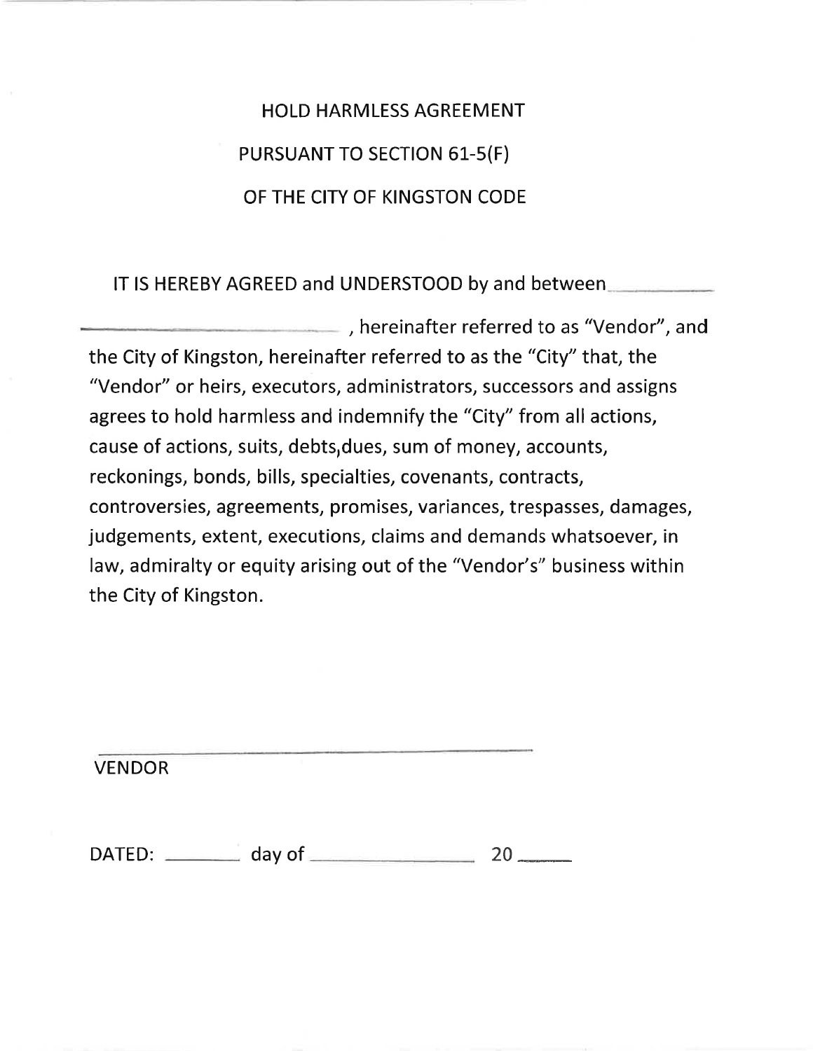# HOLD HARMLESS AGREEMENT

## PURSUANT TO SECTION 61-5(F)

## OF THE CITY OF KINGSTON CODE

IT IS HEREBY AGREED and UNDERSTOOD by and between \_\_\_\_\_\_\_\_\_\_\_\_\_\_\_\_\_\_\_\_\_\_\_\_\_\_\_\_\_\_\_\_\_\_\_\_\_\_\_\_\_\_\_\_ , hereinafter referred to as "Vendor", and the City of Kingston, hereinafter referred to as the "City" that, the "Vendor" or heirs, executors, administrators, successors and assigns agrees to hold harmless and indemnify the "City" from all actions, cause of actions, suits, debts,dues, sum of money, accounts, reckonings, bonds, bills, specialties, covenants, contracts, controversies, agreements, promises, variances, trespasses, damages, judgements, extent, executions, claims and demands whatsoever, in law, admiralty or equity arising out of the "Vendor's" business within the City of Kingston.

\_\_\_\_\_\_\_\_\_\_\_\_\_\_\_\_\_\_\_\_\_\_\_\_\_\_\_\_\_\_\_\_\_\_\_\_\_\_\_\_\_\_\_\_

VENDOR

DATED: \_\_\_\_\_\_\_\_ day of \_\_\_\_\_\_\_\_\_\_\_\_\_\_\_\_\_\_ 20 \_\_\_\_\_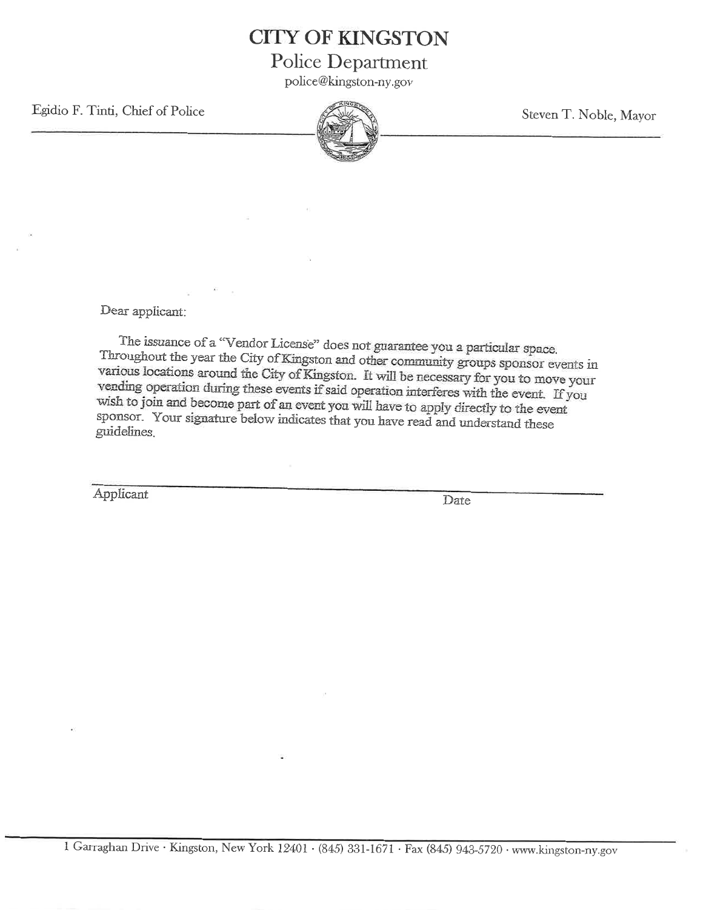# CITY OF KINGSTON

## Police Department

police@kingston-ny.gov

Egidio F. Tinti, Chief of Police

Steven T. Noble, Mayor

Dear applicant:

The issuance of a "Vendor License" does not guarantee you a particular space. Throughout the year the City of Kingston and other community groups sponsor events in various locations around the City of Kingston. It will be necessary for you to move your vending operation during these events if said operation interferes with the event. If you wish to join and become part of an event you will have to apply directly to the event sponsor. Your signature below indicates that you have read and understand these guidelines.

Applicant _______________________________________ Date

1 Garraghan Drive · Kingston, New York 12401 · (845) 331-1671 · Fax (845) 943-5720 · www.kingston-ny.gov